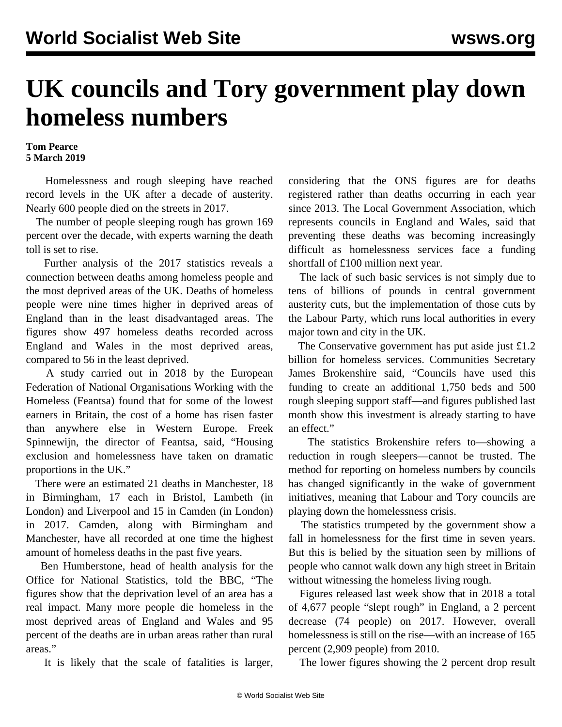# UK councils and Tory government play down homeless numbers

**Tom Pearce**
**5 March 2019**

Homelessness and rough sleeping have reached record levels in the UK after a decade of austerity. Nearly 600 people died on the streets in 2017.

The number of people sleeping rough has grown 169 percent over the decade, with experts warning the death toll is set to rise.

Further analysis of the 2017 statistics reveals a connection between deaths among homeless people and the most deprived areas of the UK. Deaths of homeless people were nine times higher in deprived areas of England than in the least disadvantaged areas. The figures show 497 homeless deaths recorded across England and Wales in the most deprived areas, compared to 56 in the least deprived.

A study carried out in 2018 by the European Federation of National Organisations Working with the Homeless (Feantsa) found that for some of the lowest earners in Britain, the cost of a home has risen faster than anywhere else in Western Europe. Freek Spinnewijn, the director of Feantsa, said, "Housing exclusion and homelessness have taken on dramatic proportions in the UK."

There were an estimated 21 deaths in Manchester, 18 in Birmingham, 17 each in Bristol, Lambeth (in London) and Liverpool and 15 in Camden (in London) in 2017. Camden, along with Birmingham and Manchester, have all recorded at one time the highest amount of homeless deaths in the past five years.

Ben Humberstone, head of health analysis for the Office for National Statistics, told the BBC, "The figures show that the deprivation level of an area has a real impact. Many more people die homeless in the most deprived areas of England and Wales and 95 percent of the deaths are in urban areas rather than rural areas."

It is likely that the scale of fatalities is larger, considering that the ONS figures are for deaths registered rather than deaths occurring in each year since 2013. The Local Government Association, which represents councils in England and Wales, said that preventing these deaths was becoming increasingly difficult as homelessness services face a funding shortfall of £100 million next year.

The lack of such basic services is not simply due to tens of billions of pounds in central government austerity cuts, but the implementation of those cuts by the Labour Party, which runs local authorities in every major town and city in the UK.

The Conservative government has put aside just £1.2 billion for homeless services. Communities Secretary James Brokenshire said, "Councils have used this funding to create an additional 1,750 beds and 500 rough sleeping support staff—and figures published last month show this investment is already starting to have an effect."

The statistics Brokenshire refers to—showing a reduction in rough sleepers—cannot be trusted. The method for reporting on homeless numbers by councils has changed significantly in the wake of government initiatives, meaning that Labour and Tory councils are playing down the homelessness crisis.

The statistics trumpeted by the government show a fall in homelessness for the first time in seven years. But this is belied by the situation seen by millions of people who cannot walk down any high street in Britain without witnessing the homeless living rough.

Figures released last week show that in 2018 a total of 4,677 people "slept rough" in England, a 2 percent decrease (74 people) on 2017. However, overall homelessness is still on the rise—with an increase of 165 percent (2,909 people) from 2010.

The lower figures showing the 2 percent drop result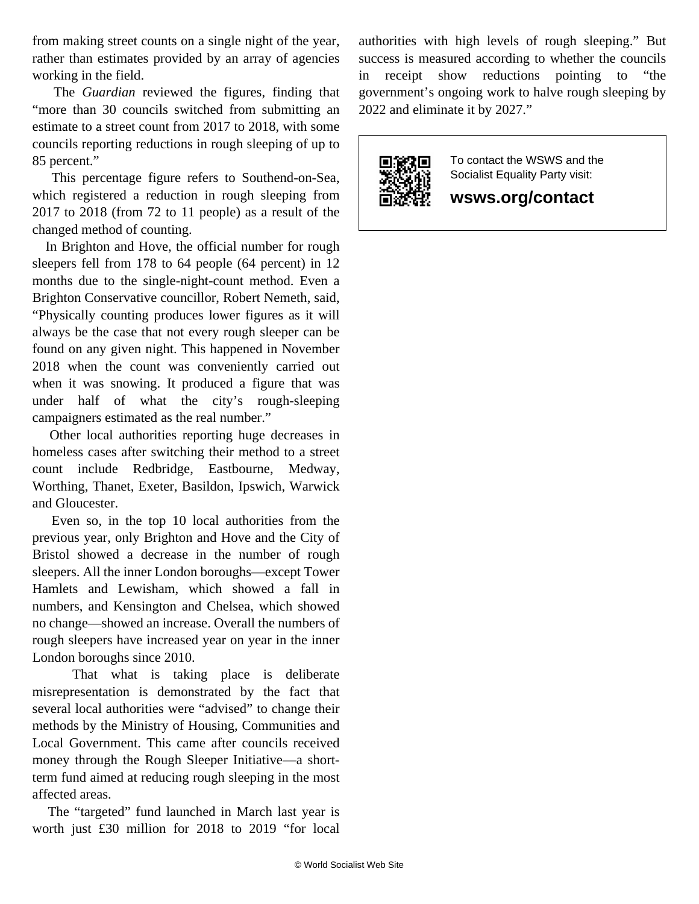from making street counts on a single night of the year, rather than estimates provided by an array of agencies working in the field.

The *Guardian* reviewed the figures, finding that “more than 30 councils switched from submitting an estimate to a street count from 2017 to 2018, with some councils reporting reductions in rough sleeping of up to 85 percent.”

This percentage figure refers to Southend-on-Sea, which registered a reduction in rough sleeping from 2017 to 2018 (from 72 to 11 people) as a result of the changed method of counting.

In Brighton and Hove, the official number for rough sleepers fell from 178 to 64 people (64 percent) in 12 months due to the single-night-count method. Even a Brighton Conservative councillor, Robert Nemeth, said, “Physically counting produces lower figures as it will always be the case that not every rough sleeper can be found on any given night. This happened in November 2018 when the count was conveniently carried out when it was snowing. It produced a figure that was under half of what the city’s rough-sleeping campaigners estimated as the real number.”

Other local authorities reporting huge decreases in homeless cases after switching their method to a street count include Redbridge, Eastbourne, Medway, Worthing, Thanet, Exeter, Basildon, Ipswich, Warwick and Gloucester.

Even so, in the top 10 local authorities from the previous year, only Brighton and Hove and the City of Bristol showed a decrease in the number of rough sleepers. All the inner London boroughs—except Tower Hamlets and Lewisham, which showed a fall in numbers, and Kensington and Chelsea, which showed no change—showed an increase. Overall the numbers of rough sleepers have increased year on year in the inner London boroughs since 2010.

That what is taking place is deliberate misrepresentation is demonstrated by the fact that several local authorities were “advised” to change their methods by the Ministry of Housing, Communities and Local Government. This came after councils received money through the Rough Sleeper Initiative—a short-term fund aimed at reducing rough sleeping in the most affected areas.

The “targeted” fund launched in March last year is worth just £30 million for 2018 to 2019 “for local authorities with high levels of rough sleeping.” But success is measured according to whether the councils in receipt show reductions pointing to “the government’s ongoing work to halve rough sleeping by 2022 and eliminate it by 2027.”

To contact the WSWS and the Socialist Equality Party visit:

**wsws.org/contact**